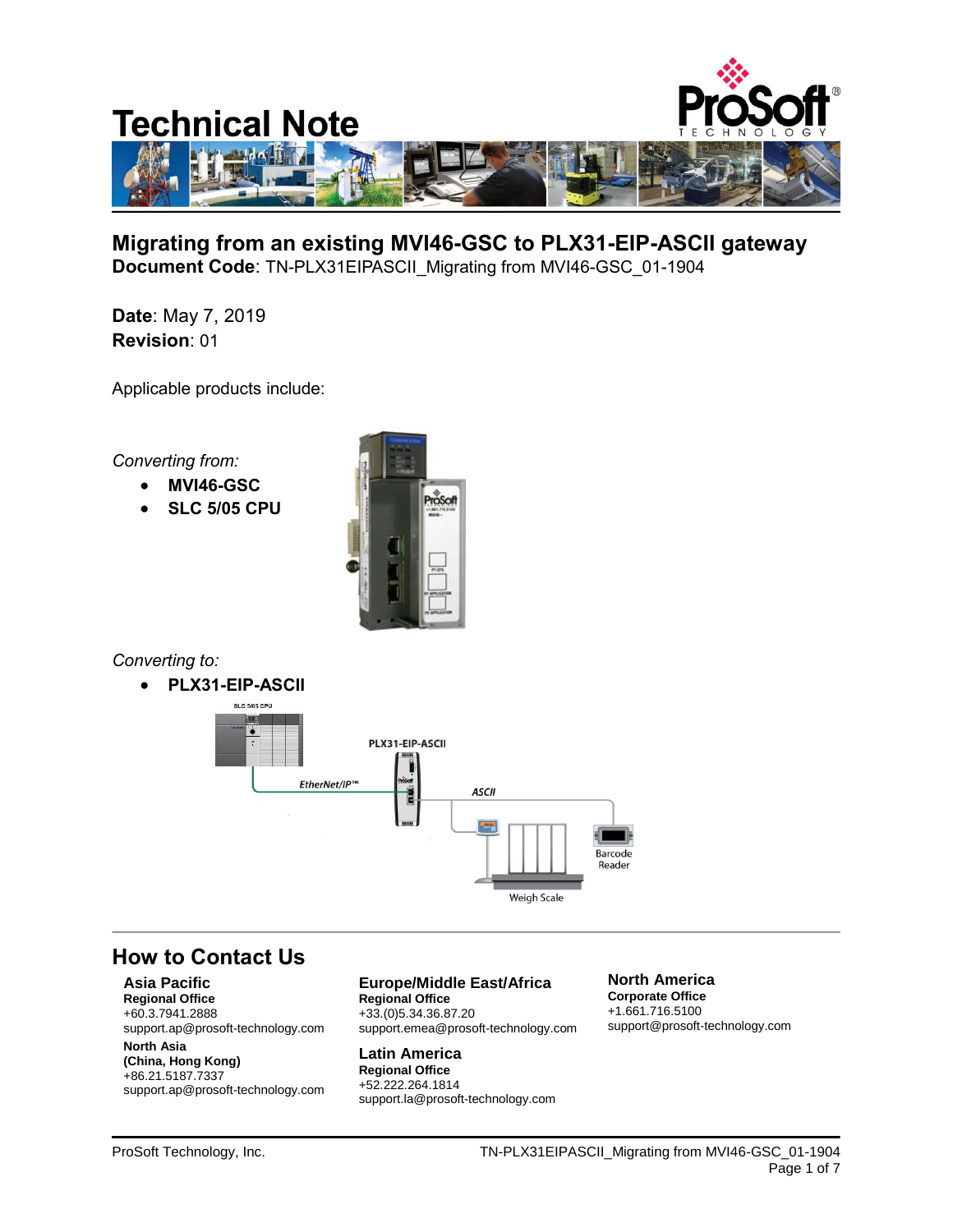# Technical Note

## Migrating from an existing MVI46-GSC to PLX31-EIP-ASCII gateway

**Document Code**: TN-PLX31EIPASCII_Migrating from MVI46-GSC_01-1904

**Date**: May 7, 2019
**Revision**: 01

Applicable products include:

*Converting from:*

- **MVI46-GSC**
- **SLC 5/05 CPU**

*Converting to:*

- **PLX31-EIP-ASCII**

## How to Contact Us

**Asia Pacific**
**Regional Office**
+60.3.7941.2888
support.ap@prosoft-technology.com

**North Asia**
**(China, Hong Kong)**
+86.21.5187.7337
support.ap@prosoft-technology.com

**Europe/Middle East/Africa**
**Regional Office**
+33.(0)5.34.36.87.20
support.emea@prosoft-technology.com

**Latin America**
**Regional Office**
+52.222.264.1814
support.la@prosoft-technology.com

**North America**
**Corporate Office**
+1.661.716.5100
support@prosoft-technology.com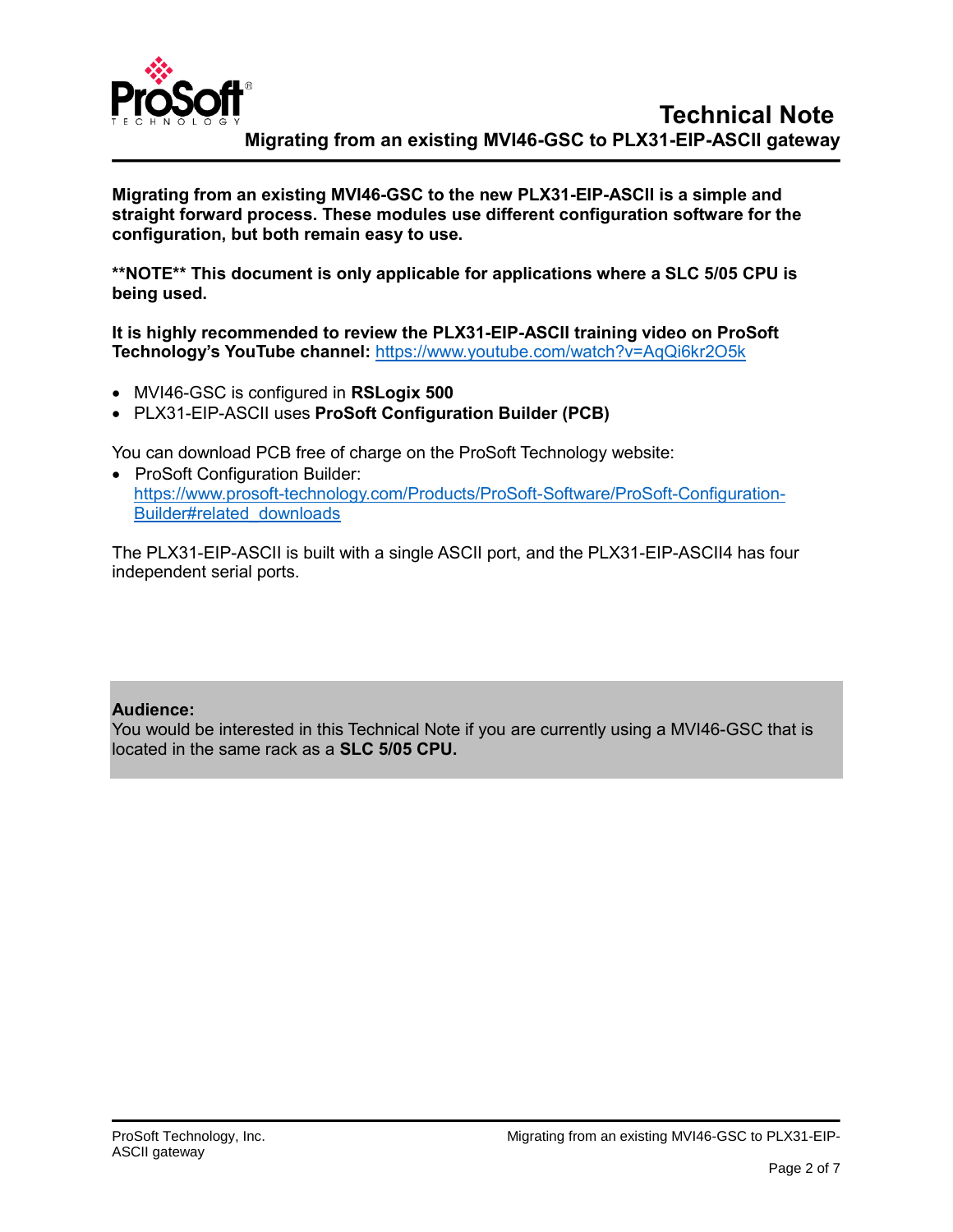**Migrating from an existing MVI46-GSC to the new PLX31-EIP-ASCII is a simple and straight forward process. These modules use different configuration software for the configuration, but both remain easy to use.**

****NOTE** This document is only applicable for applications where a SLC 5/05 CPU is being used.**

**It is highly recommended to review the PLX31-EIP-ASCII training video on ProSoft Technology's YouTube channel:** https://www.youtube.com/watch?v=AqQi6kr2O5k

- MVI46-GSC is configured in **RSLogix 500**
- PLX31-EIP-ASCII uses **ProSoft Configuration Builder (PCB)**

You can download PCB free of charge on the ProSoft Technology website:

- ProSoft Configuration Builder: https://www.prosoft-technology.com/Products/ProSoft-Software/ProSoft-Configuration-Builder#related_downloads

The PLX31-EIP-ASCII is built with a single ASCII port, and the PLX31-EIP-ASCII4 has four independent serial ports.

**Audience:**
You would be interested in this Technical Note if you are currently using a MVI46-GSC that is located in the same rack as a **SLC 5/05 CPU.**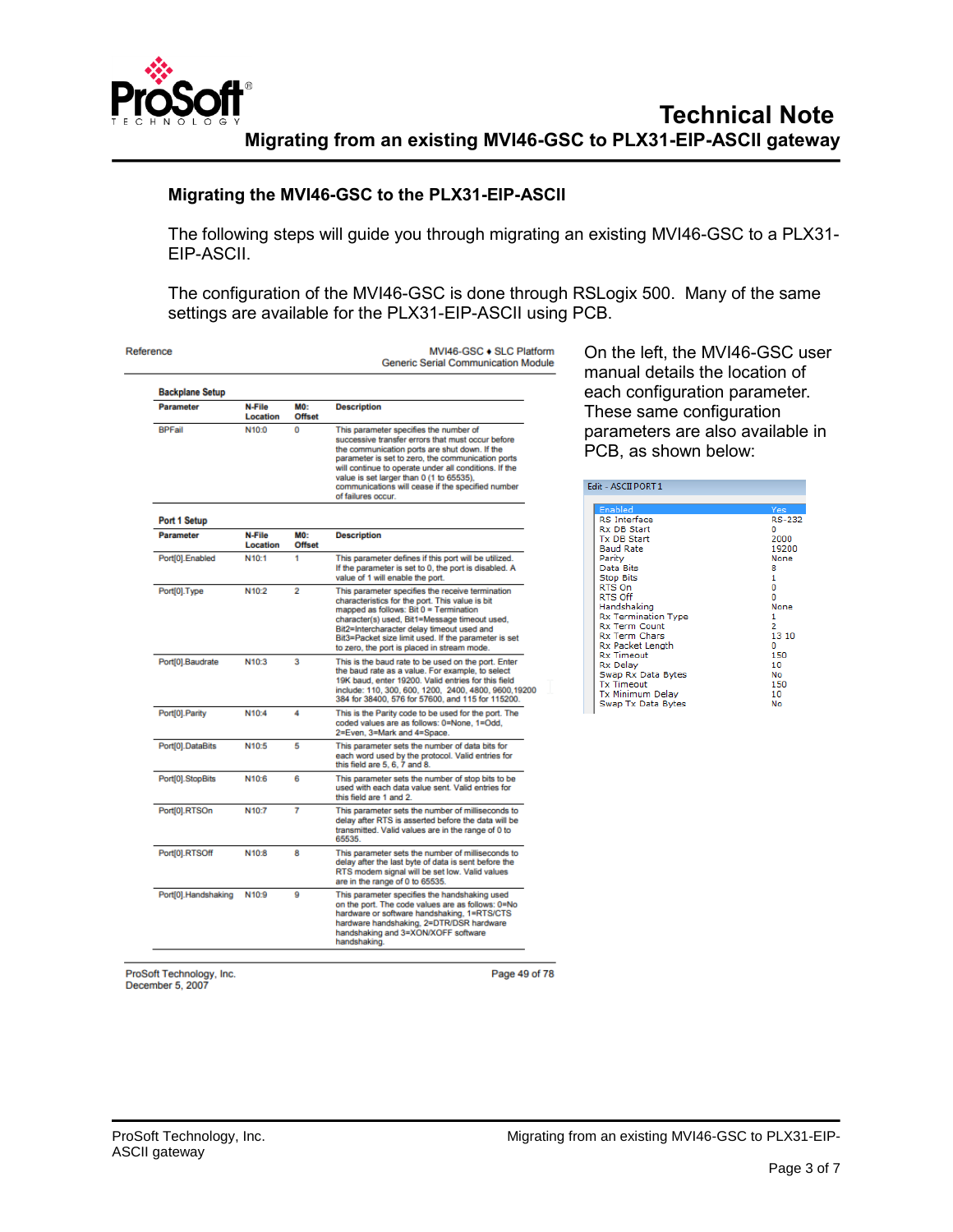## Migrating the MVI46-GSC to the PLX31-EIP-ASCII

The following steps will guide you through migrating an existing MVI46-GSC to a PLX31-EIP-ASCII.

The configuration of the MVI46-GSC is done through RSLogix 500. Many of the same settings are available for the PLX31-EIP-ASCII using PCB.

Reference — MVI46-GSC ♦ SLC Platform — Generic Serial Communication Module

**Backplane Setup**

| Parameter | N-File Location | M0: Offset | Description |
|---|---|---|---|
| BPFail | N10:0 | 0 | This parameter specifies the number of successive transfer errors that must occur before the communication ports are shut down. If the parameter is set to zero, the communication ports will continue to operate under all conditions. If the value is set larger than 0 (1 to 65535), communications will cease if the specified number of failures occur. |

**Port 1 Setup**

| Parameter | N-File Location | M0: Offset | Description |
|---|---|---|---|
| Port[0].Enabled | N10:1 | 1 | This parameter defines if this port will be utilized. If the parameter is set to 0, the port is disabled. A value of 1 will enable the port. |
| Port[0].Type | N10:2 | 2 | This parameter specifies the receive termination characteristics for the port. This value is bit mapped as follows: Bit 0 = Termination character(s) used, Bit1=Message timeout used, Bit2=Intercharacter delay timeout used and Bit3=Packet size limit used. If the parameter is set to zero, the port is placed in stream mode. |
| Port[0].Baudrate | N10:3 | 3 | This is the baud rate to be used on the port. Enter the baud rate as a value. For example, to select 19K baud, enter 19200. Valid entries for this field include: 110, 300, 600, 1200, 2400, 4800, 9600,19200 384 for 38400, 576 for 57600, and 115 for 115200. |
| Port[0].Parity | N10:4 | 4 | This is the Parity code to be used for the port. The coded values are as follows: 0=None, 1=Odd, 2=Even, 3=Mark and 4=Space. |
| Port[0].DataBits | N10:5 | 5 | This parameter sets the number of data bits for each word used by the protocol. Valid entries for this field are 5, 6, 7 and 8. |
| Port[0].StopBits | N10:6 | 6 | This parameter sets the number of stop bits to be used with each data value sent. Valid entries for this field are 1 and 2. |
| Port[0].RTSOn | N10:7 | 7 | This parameter sets the number of milliseconds to delay after RTS is asserted before the data will be transmitted. Valid values are in the range of 0 to 65535. |
| Port[0].RTSOff | N10:8 | 8 | This parameter sets the number of milliseconds to delay after the last byte of data is sent before the RTS modem signal will be set low. Valid values are in the range of 0 to 65535. |
| Port[0].Handshaking | N10:9 | 9 | This parameter specifies the handshaking used on the port. The code values are as follows: 0=No hardware or software handshaking, 1=RTS/CTS hardware handshaking, 2=DTR/DSR hardware handshaking and 3=XON/XOFF software handshaking. |

ProSoft Technology, Inc. December 5, 2007 — Page 49 of 78

On the left, the MVI46-GSC user manual details the location of each configuration parameter. These same configuration parameters are also available in PCB, as shown below:

Edit - ASCII PORT 1

| Parameter | Value |
|---|---|
| Enabled | Yes |
| RS Interface | RS-232 |
| Rx DB Start | 0 |
| Tx DB Start | 2000 |
| Baud Rate | 19200 |
| Parity | None |
| Data Bits | 8 |
| Stop Bits | 1 |
| RTS On | 0 |
| RTS Off | 0 |
| Handshaking | None |
| Rx Termination Type | 1 |
| Rx Term Count | 2 |
| Rx Term Chars | 13 10 |
| Rx Packet Length | 0 |
| Rx Timeout | 150 |
| Rx Delay | 10 |
| Swap Rx Data Bytes | No |
| Tx Timeout | 150 |
| Tx Minimum Delay | 10 |
| Swap Tx Data Bytes | No |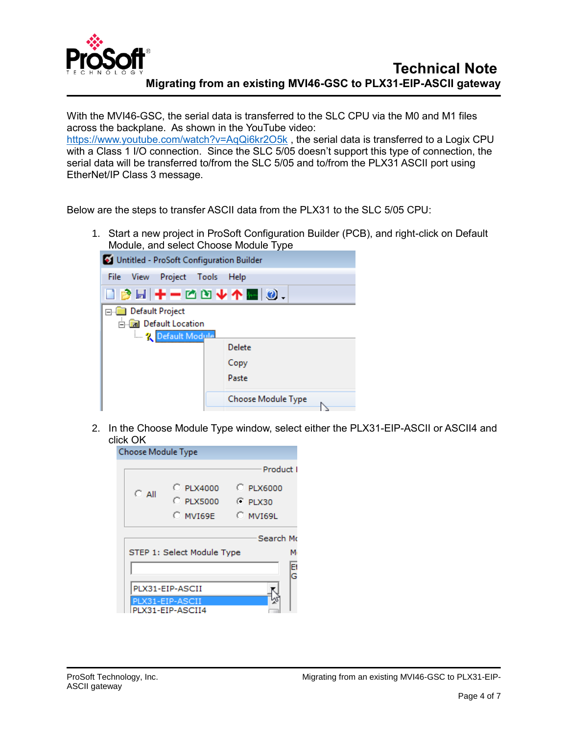With the MVI46-GSC, the serial data is transferred to the SLC CPU via the M0 and M1 files across the backplane. As shown in the YouTube video: https://www.youtube.com/watch?v=AqQi6kr2O5k , the serial data is transferred to a Logix CPU with a Class 1 I/O connection. Since the SLC 5/05 doesn't support this type of connection, the serial data will be transferred to/from the SLC 5/05 and to/from the PLX31 ASCII port using EtherNet/IP Class 3 message.

Below are the steps to transfer ASCII data from the PLX31 to the SLC 5/05 CPU:

1. Start a new project in ProSoft Configuration Builder (PCB), and right-click on Default Module, and select Choose Module Type

2. In the Choose Module Type window, select either the PLX31-EIP-ASCII or ASCII4 and click OK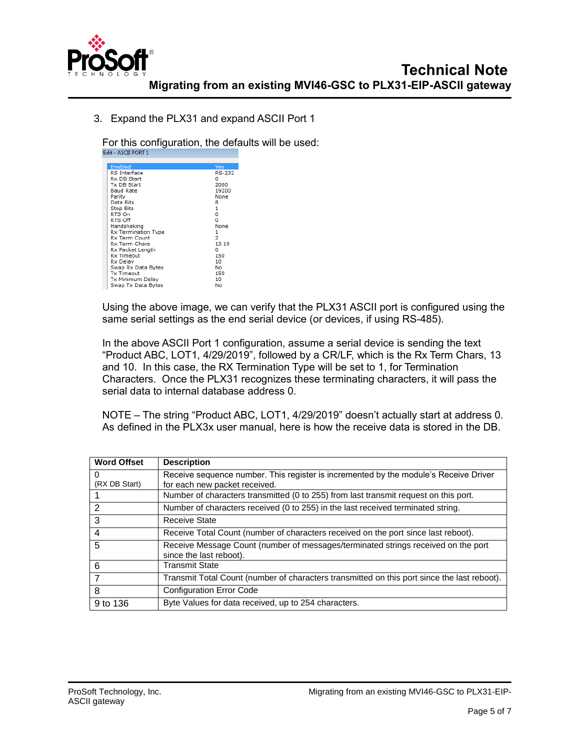3. Expand the PLX31 and expand ASCII Port 1

For this configuration, the defaults will be used:

Edit - ASCII PORT 1

| | |
|---|---|
| Enabled | Yes |
| RS Interface | RS-232 |
| Rx DB Start | 0 |
| Tx DB Start | 2000 |
| Baud Rate | 19200 |
| Parity | None |
| Data Bits | 8 |
| Stop Bits | 1 |
| RTS On | 0 |
| RTS Off | 0 |
| Handshaking | None |
| Rx Termination Type | 1 |
| Rx Term Count | 2 |
| Rx Term Chars | 13 10 |
| Rx Packet Length | 0 |
| Rx Timeout | 150 |
| Rx Delay | 10 |
| Swap Rx Data Bytes | No |
| Tx Timeout | 150 |
| Tx Minimum Delay | 10 |
| Swap Tx Data Bytes | No |

Using the above image, we can verify that the PLX31 ASCII port is configured using the same serial settings as the end serial device (or devices, if using RS-485).

In the above ASCII Port 1 configuration, assume a serial device is sending the text "Product ABC, LOT1, 4/29/2019", followed by a CR/LF, which is the Rx Term Chars, 13 and 10. In this case, the RX Termination Type will be set to 1, for Termination Characters. Once the PLX31 recognizes these terminating characters, it will pass the serial data to internal database address 0.

NOTE – The string "Product ABC, LOT1, 4/29/2019" doesn't actually start at address 0. As defined in the PLX3x user manual, here is how the receive data is stored in the DB.

| Word Offset | Description |
|---|---|
| 0 (RX DB Start) | Receive sequence number. This register is incremented by the module's Receive Driver for each new packet received. |
| 1 | Number of characters transmitted (0 to 255) from last transmit request on this port. |
| 2 | Number of characters received (0 to 255) in the last received terminated string. |
| 3 | Receive State |
| 4 | Receive Total Count (number of characters received on the port since last reboot). |
| 5 | Receive Message Count (number of messages/terminated strings received on the port since the last reboot). |
| 6 | Transmit State |
| 7 | Transmit Total Count (number of characters transmitted on this port since the last reboot). |
| 8 | Configuration Error Code |
| 9 to 136 | Byte Values for data received, up to 254 characters. |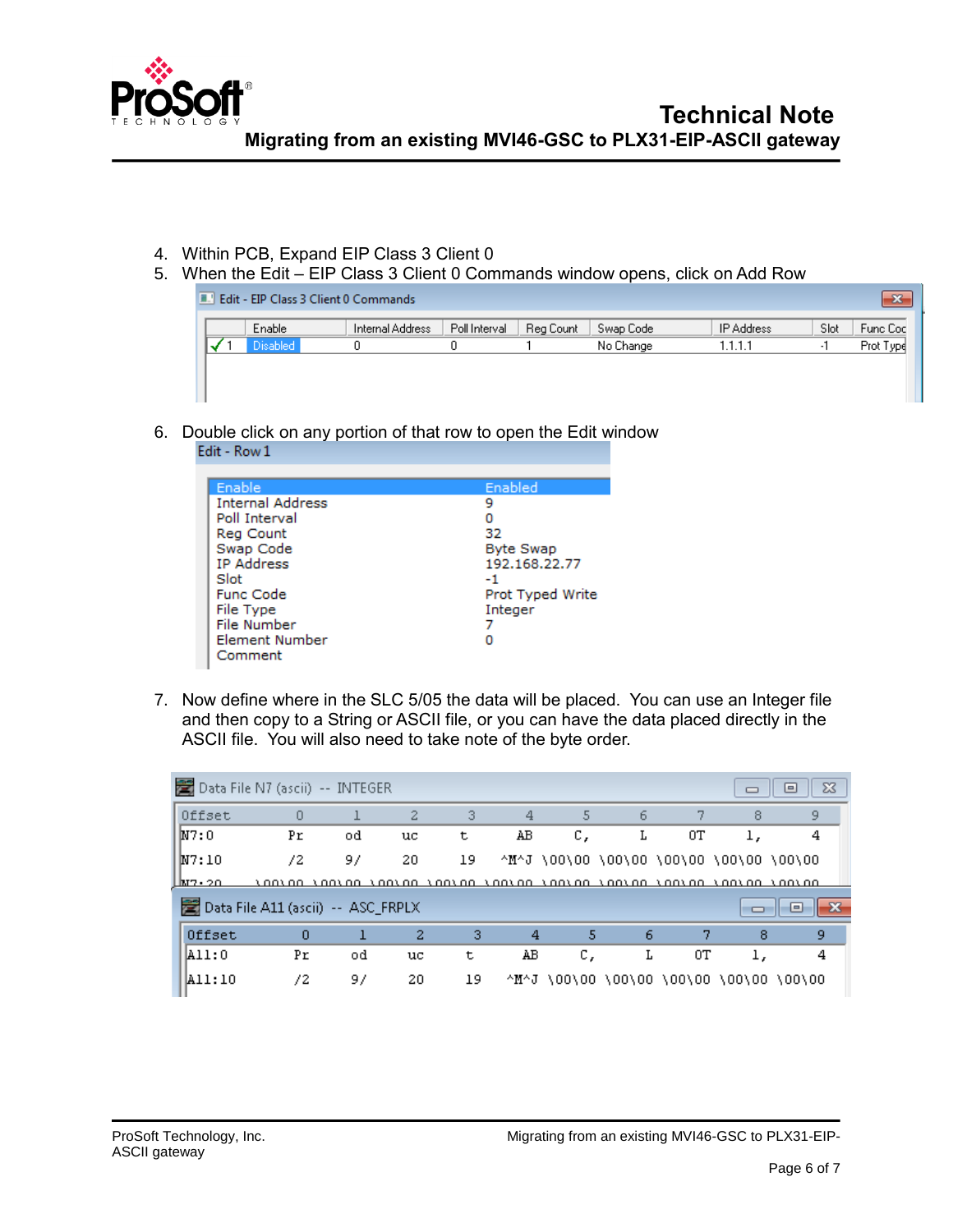4. Within PCB, Expand EIP Class 3 Client 0
5. When the Edit – EIP Class 3 Client 0 Commands window opens, click on Add Row

Edit - EIP Class 3 Client 0 Commands

| | Enable | Internal Address | Poll Interval | Reg Count | Swap Code | IP Address | Slot | Func Coc |
|---|---|---|---|---|---|---|---|---|
| ✓ 1 | Disabled | 0 | 0 | 1 | No Change | 1.1.1.1 | -1 | Prot Type |

6. Double click on any portion of that row to open the Edit window

Edit - Row 1

| | |
|---|---|
| Enable | Enabled |
| Internal Address | 9 |
| Poll Interval | 0 |
| Reg Count | 32 |
| Swap Code | Byte Swap |
| IP Address | 192.168.22.77 |
| Slot | -1 |
| Func Code | Prot Typed Write |
| File Type | Integer |
| File Number | 7 |
| Element Number | 0 |
| Comment | |

7. Now define where in the SLC 5/05 the data will be placed. You can use an Integer file and then copy to a String or ASCII file, or you can have the data placed directly in the ASCII file. You will also need to take note of the byte order.

Data File N7 (ascii) -- INTEGER

| Offset | 0 | 1 | 2 | 3 | 4 | 5 | 6 | 7 | 8 | 9 |
|---|---|---|---|---|---|---|---|---|---|---|
| N7:0 | Pr | od | uc | t | AB | C, | L | 0T | 1, | 4 |
| N7:10 | /2 | 9/ | 20 | 19 | ^M^J | \00\00 | \00\00 | \00\00 | \00\00 | \00\00 |
| N7:20 | \00\00 | \00\00 | \00\00 | \00\00 | \00\00 | \00\00 | \00\00 | \00\00 | \00\00 | \00\00 |

Data File A11 (ascii) -- ASC_FRPLX

| Offset | 0 | 1 | 2 | 3 | 4 | 5 | 6 | 7 | 8 | 9 |
|---|---|---|---|---|---|---|---|---|---|---|
| A11:0 | Pr | od | uc | t | AB | C, | L | 0T | 1, | 4 |
| A11:10 | /2 | 9/ | 20 | 19 | ^M^J | \00\00 | \00\00 | \00\00 | \00\00 | \00\00 |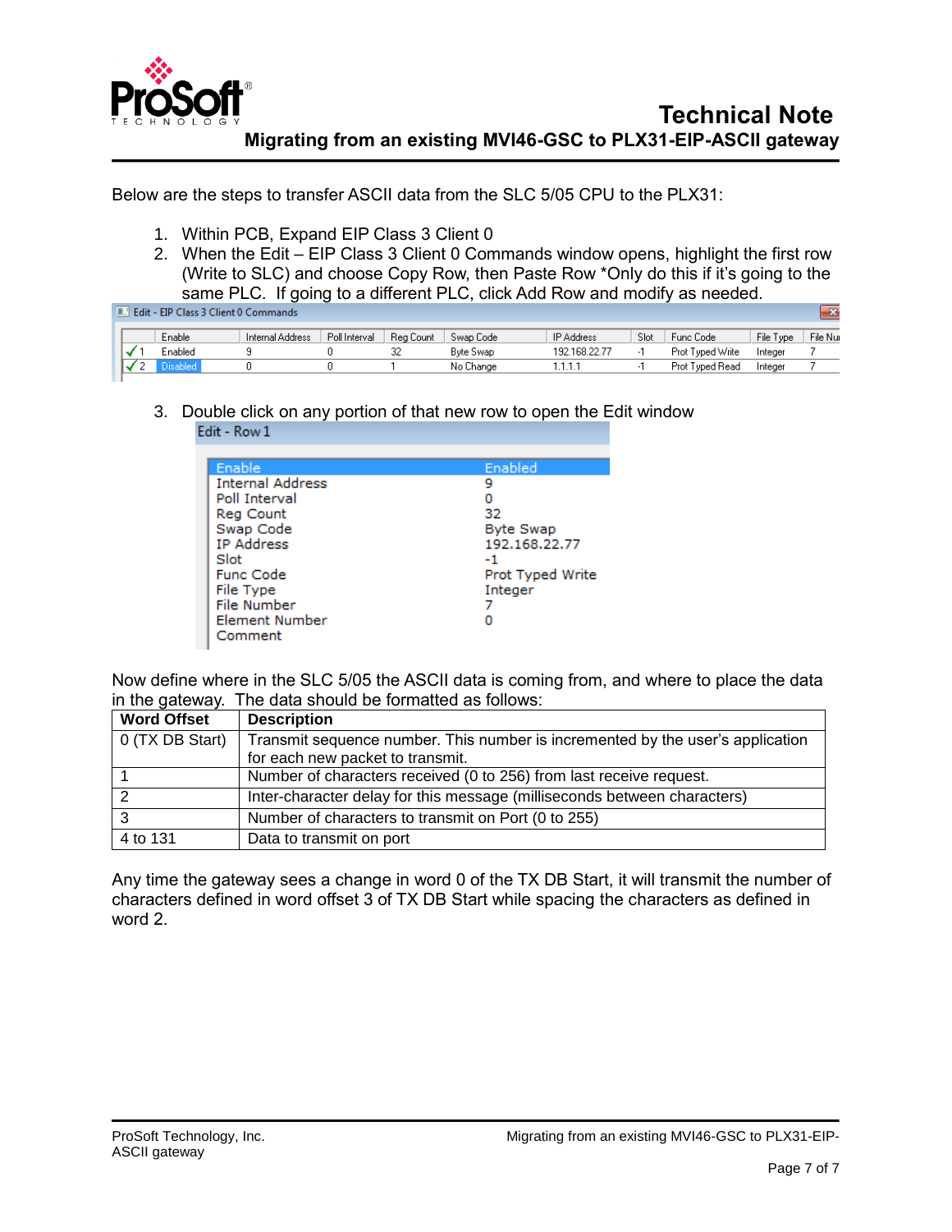Below are the steps to transfer ASCII data from the SLC 5/05 CPU to the PLX31:

1. Within PCB, Expand EIP Class 3 Client 0
2. When the Edit – EIP Class 3 Client 0 Commands window opens, highlight the first row (Write to SLC) and choose Copy Row, then Paste Row *Only do this if it's going to the same PLC. If going to a different PLC, click Add Row and modify as needed.

Edit - EIP Class 3 Client 0 Commands

| | Enable | Internal Address | Poll Interval | Reg Count | Swap Code | IP Address | Slot | Func Code | File Type | File Nu |
|---|---|---|---|---|---|---|---|---|---|---|
| 1 | Enabled | 9 | 0 | 32 | Byte Swap | 192.168.22.77 | -1 | Prot Typed Write | Integer | 7 |
| 2 | Disabled | 0 | 0 | 1 | No Change | 1.1.1.1 | -1 | Prot Typed Read | Integer | 7 |

3. Double click on any portion of that new row to open the Edit window

Edit - Row 1

| | |
|---|---|
| Enable | Enabled |
| Internal Address | 9 |
| Poll Interval | 0 |
| Reg Count | 32 |
| Swap Code | Byte Swap |
| IP Address | 192.168.22.77 |
| Slot | -1 |
| Func Code | Prot Typed Write |
| File Type | Integer |
| File Number | 7 |
| Element Number | 0 |
| Comment | |

Now define where in the SLC 5/05 the ASCII data is coming from, and where to place the data in the gateway. The data should be formatted as follows:

| Word Offset | Description |
|---|---|
| 0 (TX DB Start) | Transmit sequence number. This number is incremented by the user's application for each new packet to transmit. |
| 1 | Number of characters received (0 to 256) from last receive request. |
| 2 | Inter-character delay for this message (milliseconds between characters) |
| 3 | Number of characters to transmit on Port (0 to 255) |
| 4 to 131 | Data to transmit on port |

Any time the gateway sees a change in word 0 of the TX DB Start, it will transmit the number of characters defined in word offset 3 of TX DB Start while spacing the characters as defined in word 2.